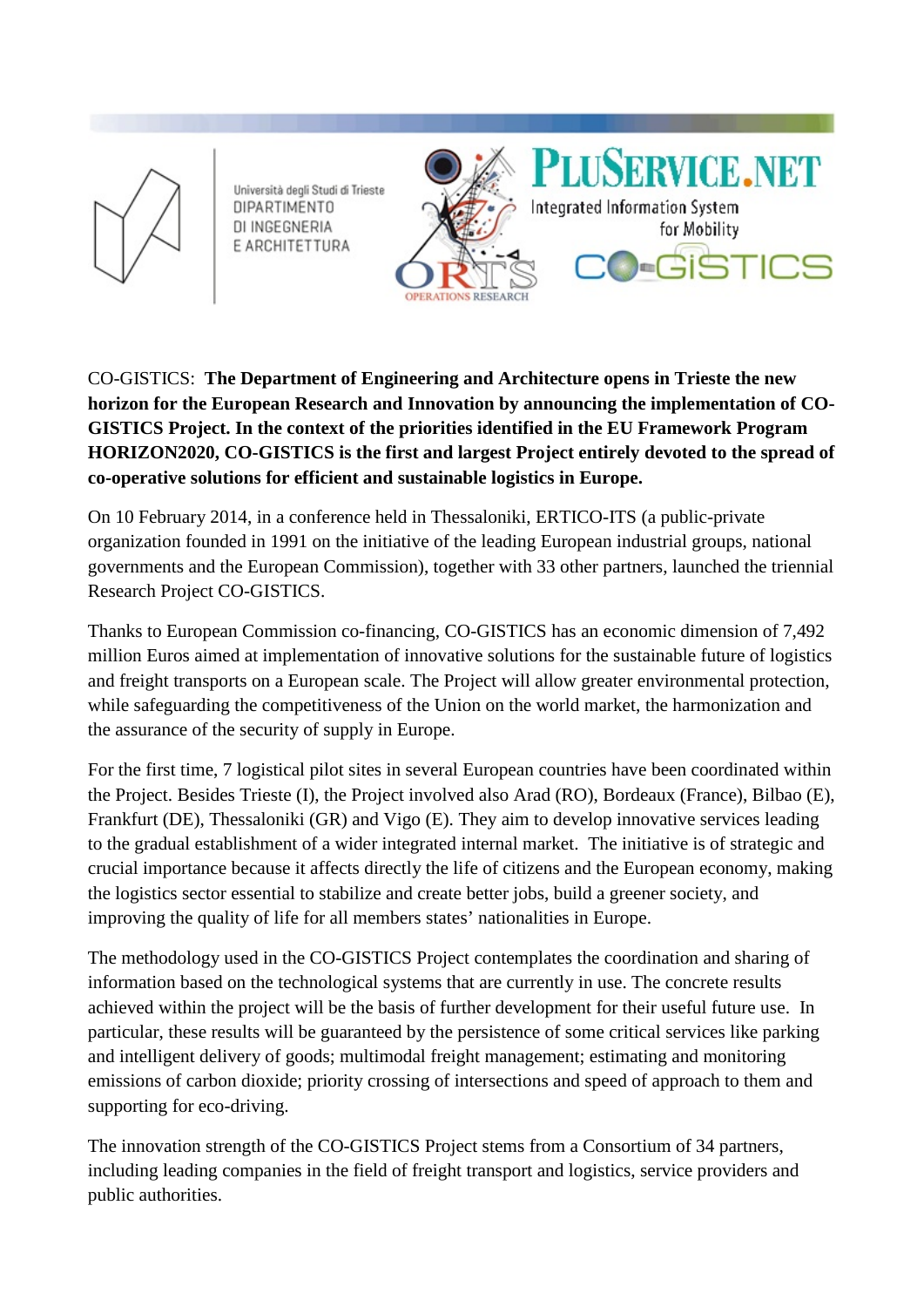Università degli Studi di Trieste
DIPARTIMENTO
DI INGEGNERIA
E ARCHITETTURA

ORTS OPERATIONS RESEARCH

PLUSERVICE.NET
Integrated Information System for Mobility

CO-GISTICS

CO-GISTICS: **The Department of Engineering and Architecture opens in Trieste the new horizon for the European Research and Innovation by announcing the implementation of CO-GISTICS Project. In the context of the priorities identified in the EU Framework Program HORIZON2020, CO-GISTICS is the first and largest Project entirely devoted to the spread of co-operative solutions for efficient and sustainable logistics in Europe.**

On 10 February 2014, in a conference held in Thessaloniki, ERTICO-ITS (a public-private organization founded in 1991 on the initiative of the leading European industrial groups, national governments and the European Commission), together with 33 other partners, launched the triennial Research Project CO-GISTICS.

Thanks to European Commission co-financing, CO-GISTICS has an economic dimension of 7,492 million Euros aimed at implementation of innovative solutions for the sustainable future of logistics and freight transports on a European scale. The Project will allow greater environmental protection, while safeguarding the competitiveness of the Union on the world market, the harmonization and the assurance of the security of supply in Europe.

For the first time, 7 logistical pilot sites in several European countries have been coordinated within the Project. Besides Trieste (I), the Project involved also Arad (RO), Bordeaux (France), Bilbao (E), Frankfurt (DE), Thessaloniki (GR) and Vigo (E). They aim to develop innovative services leading to the gradual establishment of a wider integrated internal market. The initiative is of strategic and crucial importance because it affects directly the life of citizens and the European economy, making the logistics sector essential to stabilize and create better jobs, build a greener society, and improving the quality of life for all members states' nationalities in Europe.

The methodology used in the CO-GISTICS Project contemplates the coordination and sharing of information based on the technological systems that are currently in use. The concrete results achieved within the project will be the basis of further development for their useful future use. In particular, these results will be guaranteed by the persistence of some critical services like parking and intelligent delivery of goods; multimodal freight management; estimating and monitoring emissions of carbon dioxide; priority crossing of intersections and speed of approach to them and supporting for eco-driving.

The innovation strength of the CO-GISTICS Project stems from a Consortium of 34 partners, including leading companies in the field of freight transport and logistics, service providers and public authorities.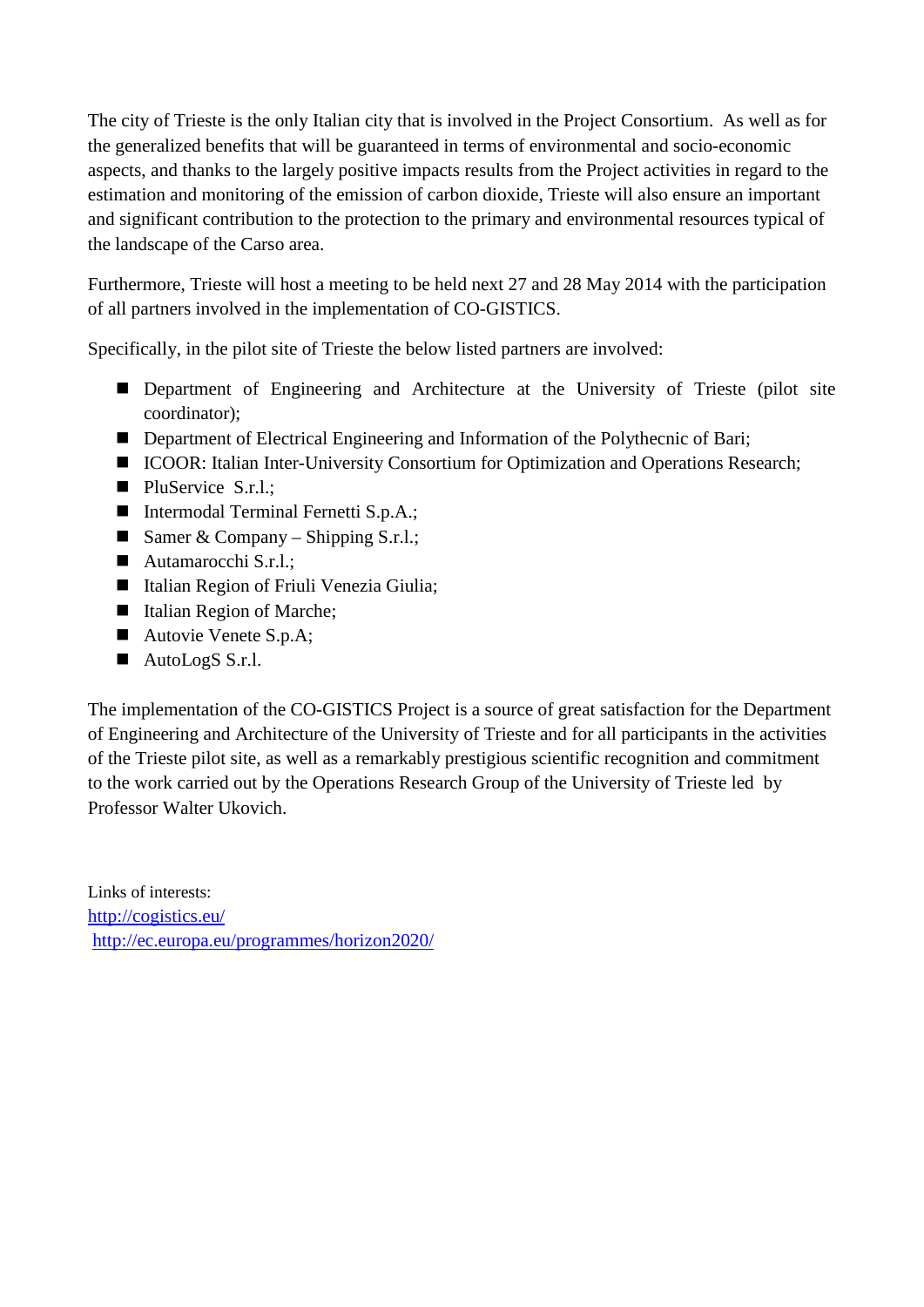The city of Trieste is the only Italian city that is involved in the Project Consortium.  As well as for the generalized benefits that will be guaranteed in terms of environmental and socio-economic aspects, and thanks to the largely positive impacts results from the Project activities in regard to the estimation and monitoring of the emission of carbon dioxide, Trieste will also ensure an important and significant contribution to the protection to the primary and environmental resources typical of the landscape of the Carso area.

Furthermore, Trieste will host a meeting to be held next 27 and 28 May 2014 with the participation of all partners involved in the implementation of CO-GISTICS.

Specifically, in the pilot site of Trieste the below listed partners are involved:

- Department of Engineering and Architecture at the University of Trieste (pilot site coordinator);
- Department of Electrical Engineering and Information of the Polythecnic of Bari;
- ICOOR: Italian Inter-University Consortium for Optimization and Operations Research;
- PluService  S.r.l.;
- Intermodal Terminal Fernetti S.p.A.;
- Samer & Company – Shipping S.r.l.;
- Autamarocchi S.r.l.;
- Italian Region of Friuli Venezia Giulia;
- Italian Region of Marche;
- Autovie Venete S.p.A;
- AutoLogS S.r.l.

The implementation of the CO-GISTICS Project is a source of great satisfaction for the Department of Engineering and Architecture of the University of Trieste and for all participants in the activities of the Trieste pilot site, as well as a remarkably prestigious scientific recognition and commitment to the work carried out by the Operations Research Group of the University of Trieste led  by Professor Walter Ukovich.

Links of interests:
http://cogistics.eu/
http://ec.europa.eu/programmes/horizon2020/